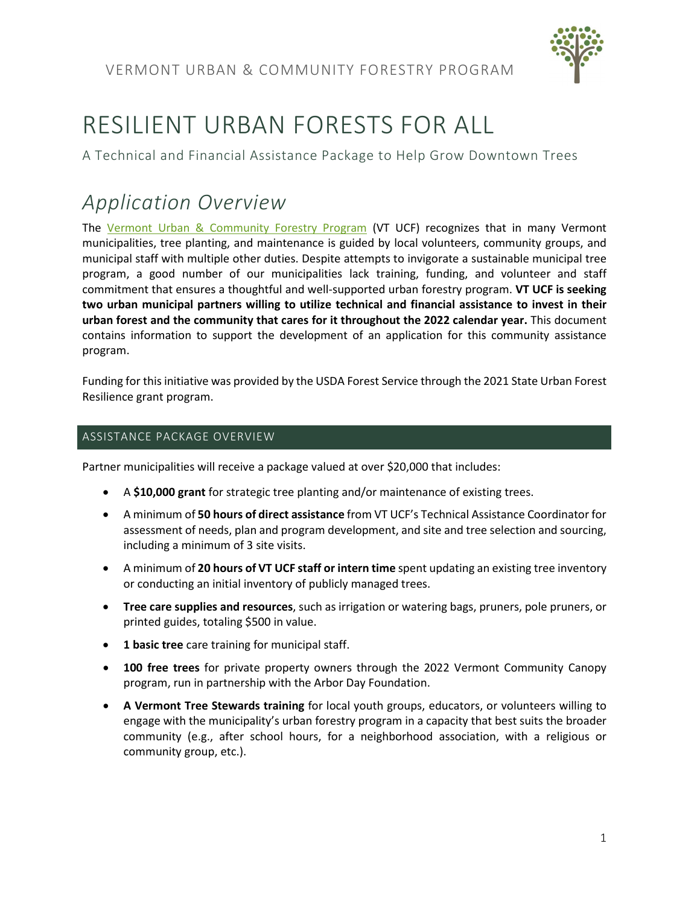VERMONT URBAN & COMMUNITY FORESTRY PROGRAM

# RESILIENT URBAN FORESTS FOR ALL

A Technical and Financial Assistance Package to Help Grow Downtown Trees

# *Application Overview*

The Vermont Urban & Community Forestry Program (VT UCF) recognizes that in many Vermont municipalities, tree planting, and maintenance is guided by local volunteers, community groups, and municipal staff with multiple other duties. Despite attempts to invigorate a sustainable municipal tree program, a good number of our municipalities lack training, funding, and volunteer and staff commitment that ensures a thoughtful and well-supported urban forestry program. **VT UCF is seeking two urban municipal partners willing to utilize technical and financial assistance to invest in their urban forest and the community that cares for it throughout the 2022 calendar year.** This document contains information to support the development of an application for this community assistance program.

Funding for this initiative was provided by the USDA Forest Service through the 2021 State Urban Forest Resilience grant program.

## ASSISTANCE PACKAGE OVERVIEW

Partner municipalities will receive a package valued at over $20,000 that includes:

- A **$10,000 grant** for strategic tree planting and/or maintenance of existing trees.
- A minimum of **50 hours of direct assistance** from VT UCF's Technical Assistance Coordinator for assessment of needs, plan and program development, and site and tree selection and sourcing, including a minimum of 3 site visits.
- A minimum of **20 hours of VT UCF staff or intern time** spent updating an existing tree inventory or conducting an initial inventory of publicly managed trees.
- **Tree care supplies and resources**, such as irrigation or watering bags, pruners, pole pruners, or printed guides, totaling $500 in value.
- **1 basic tree** care training for municipal staff.
- **100 free trees** for private property owners through the 2022 Vermont Community Canopy program, run in partnership with the Arbor Day Foundation.
- **A Vermont Tree Stewards training** for local youth groups, educators, or volunteers willing to engage with the municipality's urban forestry program in a capacity that best suits the broader community (e.g., after school hours, for a neighborhood association, with a religious or community group, etc.).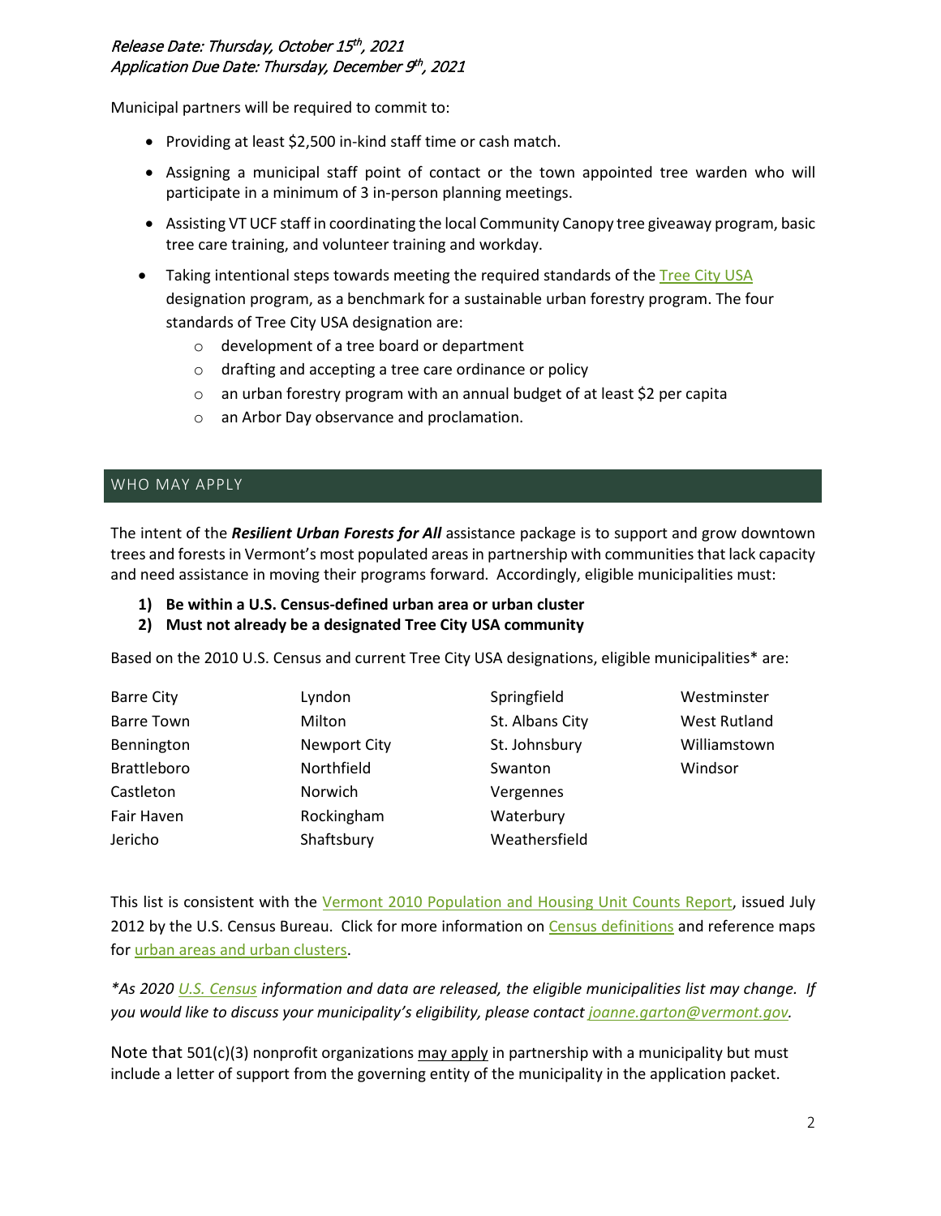*Release Date: Thursday, October 15th, 2021*
*Application Due Date: Thursday, December 9th, 2021*

Municipal partners will be required to commit to:

- Providing at least $2,500 in-kind staff time or cash match.
- Assigning a municipal staff point of contact or the town appointed tree warden who will participate in a minimum of 3 in-person planning meetings.
- Assisting VT UCF staff in coordinating the local Community Canopy tree giveaway program, basic tree care training, and volunteer training and workday.
- Taking intentional steps towards meeting the required standards of the Tree City USA designation program, as a benchmark for a sustainable urban forestry program. The four standards of Tree City USA designation are:
  - development of a tree board or department
  - drafting and accepting a tree care ordinance or policy
  - an urban forestry program with an annual budget of at least $2 per capita
  - an Arbor Day observance and proclamation.

## WHO MAY APPLY

The intent of the ***Resilient Urban Forests for All*** assistance package is to support and grow downtown trees and forests in Vermont's most populated areas in partnership with communities that lack capacity and need assistance in moving their programs forward. Accordingly, eligible municipalities must:

1) **Be within a U.S. Census-defined urban area or urban cluster**
2) **Must not already be a designated Tree City USA community**

Based on the 2010 U.S. Census and current Tree City USA designations, eligible municipalities* are:

| | | | |
|---|---|---|---|
| Barre City | Lyndon | Springfield | Westminster |
| Barre Town | Milton | St. Albans City | West Rutland |
| Bennington | Newport City | St. Johnsbury | Williamstown |
| Brattleboro | Northfield | Swanton | Windsor |
| Castleton | Norwich | Vergennes | |
| Fair Haven | Rockingham | Waterbury | |
| Jericho | Shaftsbury | Weathersfield | |

This list is consistent with the Vermont 2010 Population and Housing Unit Counts Report, issued July 2012 by the U.S. Census Bureau. Click for more information on Census definitions and reference maps for urban areas and urban clusters.

**As 2020 U.S. Census information and data are released, the eligible municipalities list may change. If you would like to discuss your municipality's eligibility, please contact joanne.garton@vermont.gov.*

Note that 501(c)(3) nonprofit organizations may apply in partnership with a municipality but must include a letter of support from the governing entity of the municipality in the application packet.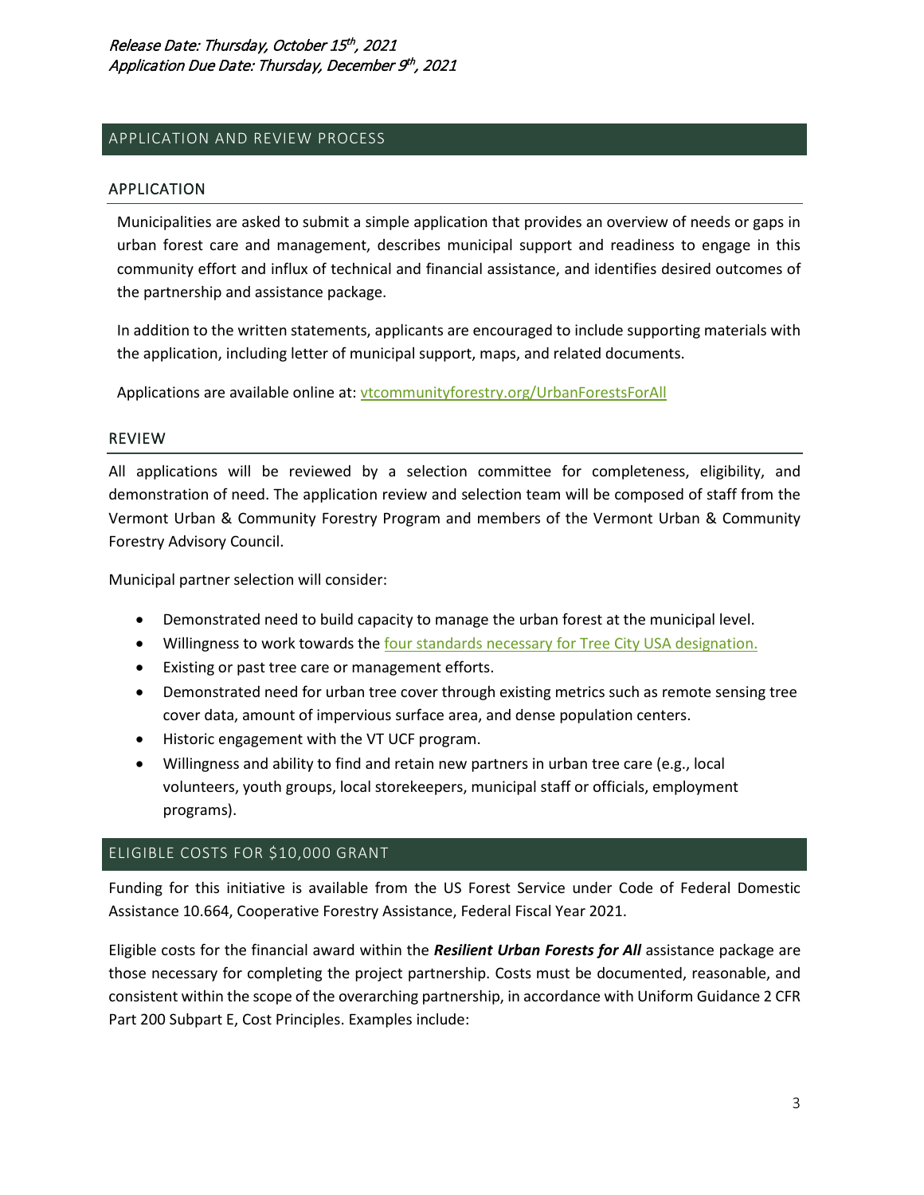*Release Date: Thursday, October 15th, 2021*
*Application Due Date: Thursday, December 9th, 2021*

## APPLICATION AND REVIEW PROCESS

### APPLICATION

Municipalities are asked to submit a simple application that provides an overview of needs or gaps in urban forest care and management, describes municipal support and readiness to engage in this community effort and influx of technical and financial assistance, and identifies desired outcomes of the partnership and assistance package.

In addition to the written statements, applicants are encouraged to include supporting materials with the application, including letter of municipal support, maps, and related documents.

Applications are available online at: vtcommunityforestry.org/UrbanForestsForAll

### REVIEW

All applications will be reviewed by a selection committee for completeness, eligibility, and demonstration of need. The application review and selection team will be composed of staff from the Vermont Urban & Community Forestry Program and members of the Vermont Urban & Community Forestry Advisory Council.

Municipal partner selection will consider:

- Demonstrated need to build capacity to manage the urban forest at the municipal level.
- Willingness to work towards the four standards necessary for Tree City USA designation.
- Existing or past tree care or management efforts.
- Demonstrated need for urban tree cover through existing metrics such as remote sensing tree cover data, amount of impervious surface area, and dense population centers.
- Historic engagement with the VT UCF program.
- Willingness and ability to find and retain new partners in urban tree care (e.g., local volunteers, youth groups, local storekeepers, municipal staff or officials, employment programs).

## ELIGIBLE COSTS FOR $10,000 GRANT

Funding for this initiative is available from the US Forest Service under Code of Federal Domestic Assistance 10.664, Cooperative Forestry Assistance, Federal Fiscal Year 2021.

Eligible costs for the financial award within the ***Resilient Urban Forests for All*** assistance package are those necessary for completing the project partnership. Costs must be documented, reasonable, and consistent within the scope of the overarching partnership, in accordance with Uniform Guidance 2 CFR Part 200 Subpart E, Cost Principles. Examples include: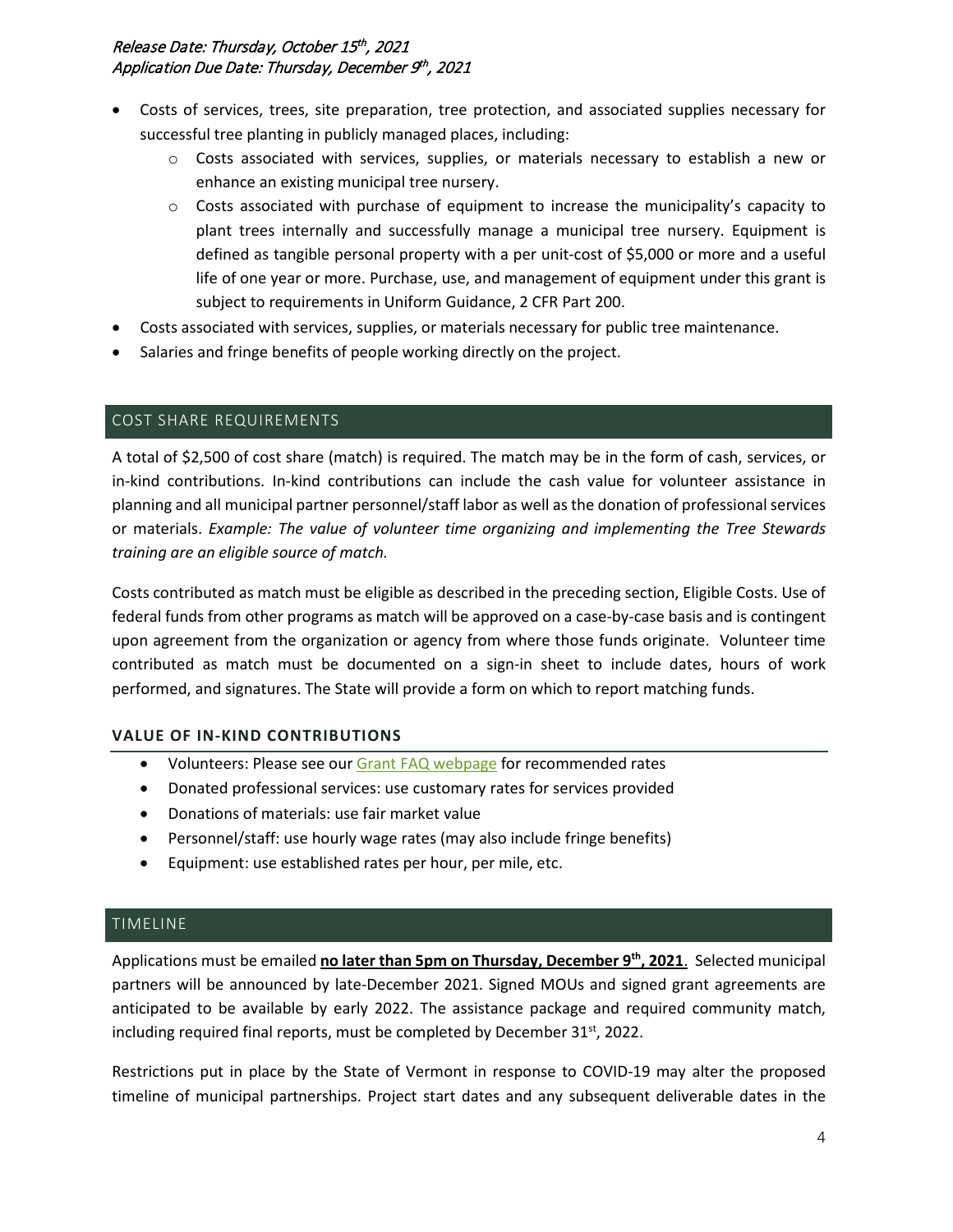- Costs of services, trees, site preparation, tree protection, and associated supplies necessary for successful tree planting in publicly managed places, including:
    - Costs associated with services, supplies, or materials necessary to establish a new or enhance an existing municipal tree nursery.
    - Costs associated with purchase of equipment to increase the municipality's capacity to plant trees internally and successfully manage a municipal tree nursery. Equipment is defined as tangible personal property with a per unit-cost of $5,000 or more and a useful life of one year or more. Purchase, use, and management of equipment under this grant is subject to requirements in Uniform Guidance, 2 CFR Part 200.
- Costs associated with services, supplies, or materials necessary for public tree maintenance.
- Salaries and fringe benefits of people working directly on the project.

## COST SHARE REQUIREMENTS

A total of $2,500 of cost share (match) is required. The match may be in the form of cash, services, or in-kind contributions. In-kind contributions can include the cash value for volunteer assistance in planning and all municipal partner personnel/staff labor as well as the donation of professional services or materials. *Example: The value of volunteer time organizing and implementing the Tree Stewards training are an eligible source of match.*

Costs contributed as match must be eligible as described in the preceding section, Eligible Costs. Use of federal funds from other programs as match will be approved on a case-by-case basis and is contingent upon agreement from the organization or agency from where those funds originate. Volunteer time contributed as match must be documented on a sign-in sheet to include dates, hours of work performed, and signatures. The State will provide a form on which to report matching funds.

### VALUE OF IN-KIND CONTRIBUTIONS

- Volunteers: Please see our Grant FAQ webpage for recommended rates
- Donated professional services: use customary rates for services provided
- Donations of materials: use fair market value
- Personnel/staff: use hourly wage rates (may also include fringe benefits)
- Equipment: use established rates per hour, per mile, etc.

## TIMELINE

Applications must be emailed **no later than 5pm on Thursday, December 9th, 2021**. Selected municipal partners will be announced by late-December 2021. Signed MOUs and signed grant agreements are anticipated to be available by early 2022. The assistance package and required community match, including required final reports, must be completed by December 31st, 2022.

Restrictions put in place by the State of Vermont in response to COVID-19 may alter the proposed timeline of municipal partnerships. Project start dates and any subsequent deliverable dates in the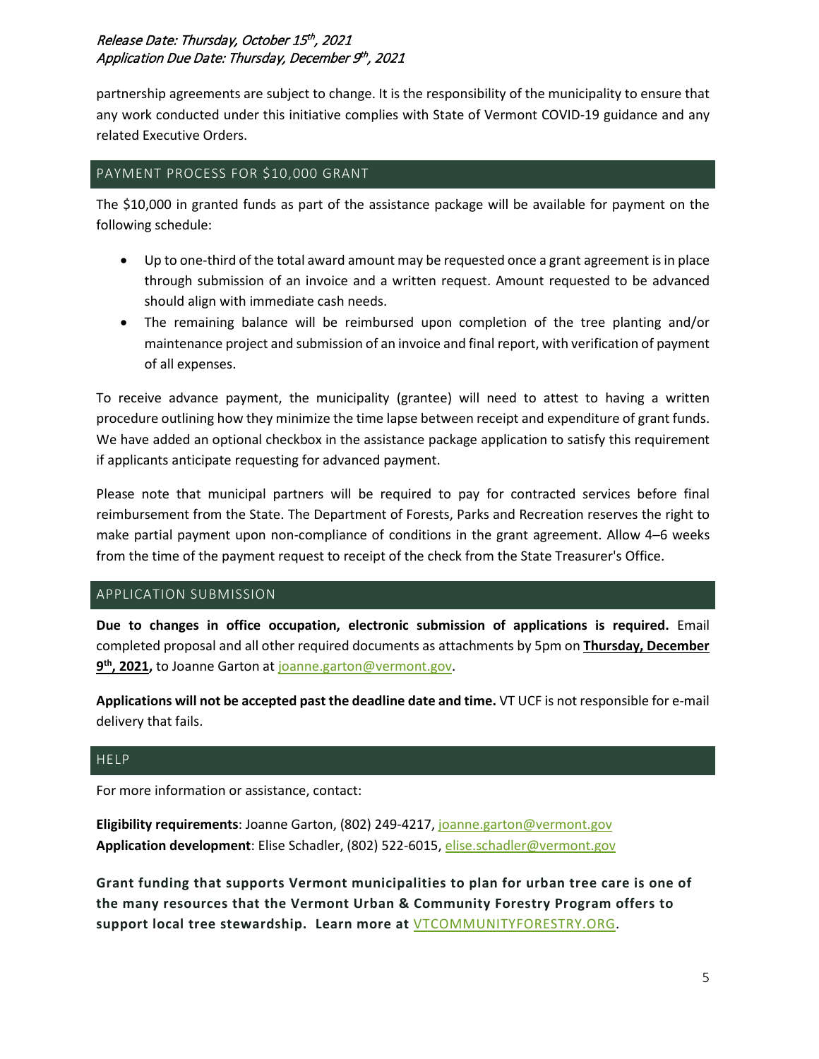partnership agreements are subject to change. It is the responsibility of the municipality to ensure that any work conducted under this initiative complies with State of Vermont COVID-19 guidance and any related Executive Orders.

## PAYMENT PROCESS FOR $10,000 GRANT

The $10,000 in granted funds as part of the assistance package will be available for payment on the following schedule:

- Up to one-third of the total award amount may be requested once a grant agreement is in place through submission of an invoice and a written request. Amount requested to be advanced should align with immediate cash needs.
- The remaining balance will be reimbursed upon completion of the tree planting and/or maintenance project and submission of an invoice and final report, with verification of payment of all expenses.

To receive advance payment, the municipality (grantee) will need to attest to having a written procedure outlining how they minimize the time lapse between receipt and expenditure of grant funds. We have added an optional checkbox in the assistance package application to satisfy this requirement if applicants anticipate requesting for advanced payment.

Please note that municipal partners will be required to pay for contracted services before final reimbursement from the State. The Department of Forests, Parks and Recreation reserves the right to make partial payment upon non-compliance of conditions in the grant agreement. Allow 4–6 weeks from the time of the payment request to receipt of the check from the State Treasurer's Office.

## APPLICATION SUBMISSION

**Due to changes in office occupation, electronic submission of applications is required.** Email completed proposal and all other required documents as attachments by 5pm on **Thursday, December 9th, 2021,** to Joanne Garton at joanne.garton@vermont.gov.

**Applications will not be accepted past the deadline date and time.** VT UCF is not responsible for e-mail delivery that fails.

## HELP

For more information or assistance, contact:

**Eligibility requirements**: Joanne Garton, (802) 249-4217, joanne.garton@vermont.gov
**Application development**: Elise Schadler, (802) 522-6015, elise.schadler@vermont.gov

**Grant funding that supports Vermont municipalities to plan for urban tree care is one of the many resources that the Vermont Urban & Community Forestry Program offers to support local tree stewardship. Learn more at** VTCOMMUNITYFORESTRY.ORG.